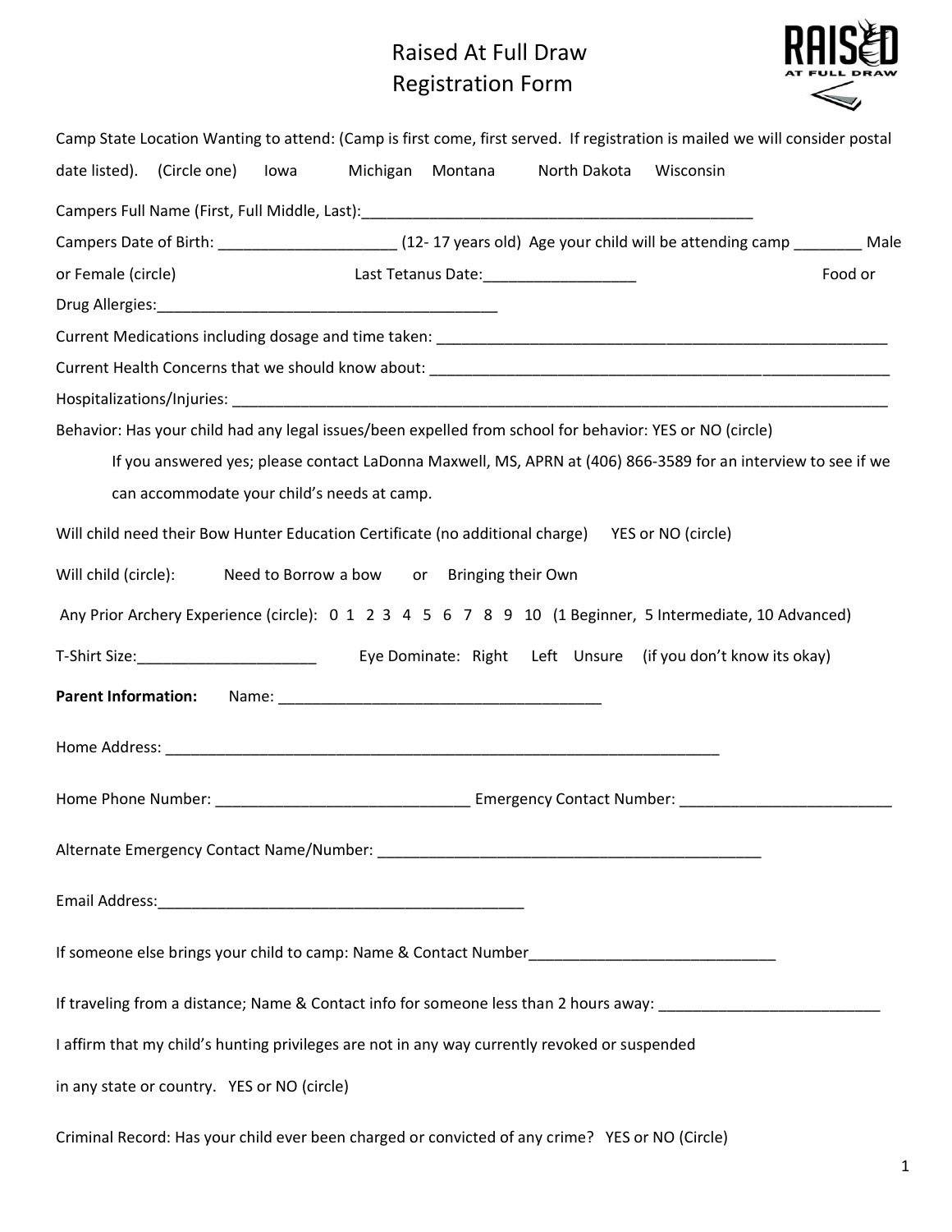# Raised At Full Draw
# Registration Form

Camp State Location Wanting to attend: (Camp is first come, first served. If registration is mailed we will consider postal date listed). (Circle one) Iowa Michigan Montana North Dakota Wisconsin

Campers Full Name (First, Full Middle, Last):_______________________________________________

Campers Date of Birth: _____________________ (12- 17 years old) Age your child will be attending camp ________ Male or Female (circle) Last Tetanus Date:__________________ Food or Drug Allergies:________________________________________

Current Medications including dosage and time taken: _______________________________________________________

Current Health Concerns that we should know about: _______________________________________________________

Hospitalizations/Injuries: ________________________________________________________________________________

Behavior: Has your child had any legal issues/been expelled from school for behavior: YES or NO (circle)

If you answered yes; please contact LaDonna Maxwell, MS, APRN at (406) 866-3589 for an interview to see if we can accommodate your child's needs at camp.

Will child need their Bow Hunter Education Certificate (no additional charge) YES or NO (circle)

Will child (circle): Need to Borrow a bow or Bringing their Own

Any Prior Archery Experience (circle): 0 1 2 3 4 5 6 7 8 9 10 (1 Beginner, 5 Intermediate, 10 Advanced)

T-Shirt Size:_____________________ Eye Dominate: Right Left Unsure (if you don't know its okay)

**Parent Information:** Name: ______________________________________

Home Address: ____________________________________________________________________

Home Phone Number: ______________________________ Emergency Contact Number: _________________________

Alternate Emergency Contact Name/Number: ______________________________________________

Email Address:___________________________________________

If someone else brings your child to camp: Name & Contact Number_____________________________

If traveling from a distance; Name & Contact info for someone less than 2 hours away: __________________________

I affirm that my child's hunting privileges are not in any way currently revoked or suspended in any state or country. YES or NO (circle)

Criminal Record: Has your child ever been charged or convicted of any crime? YES or NO (Circle)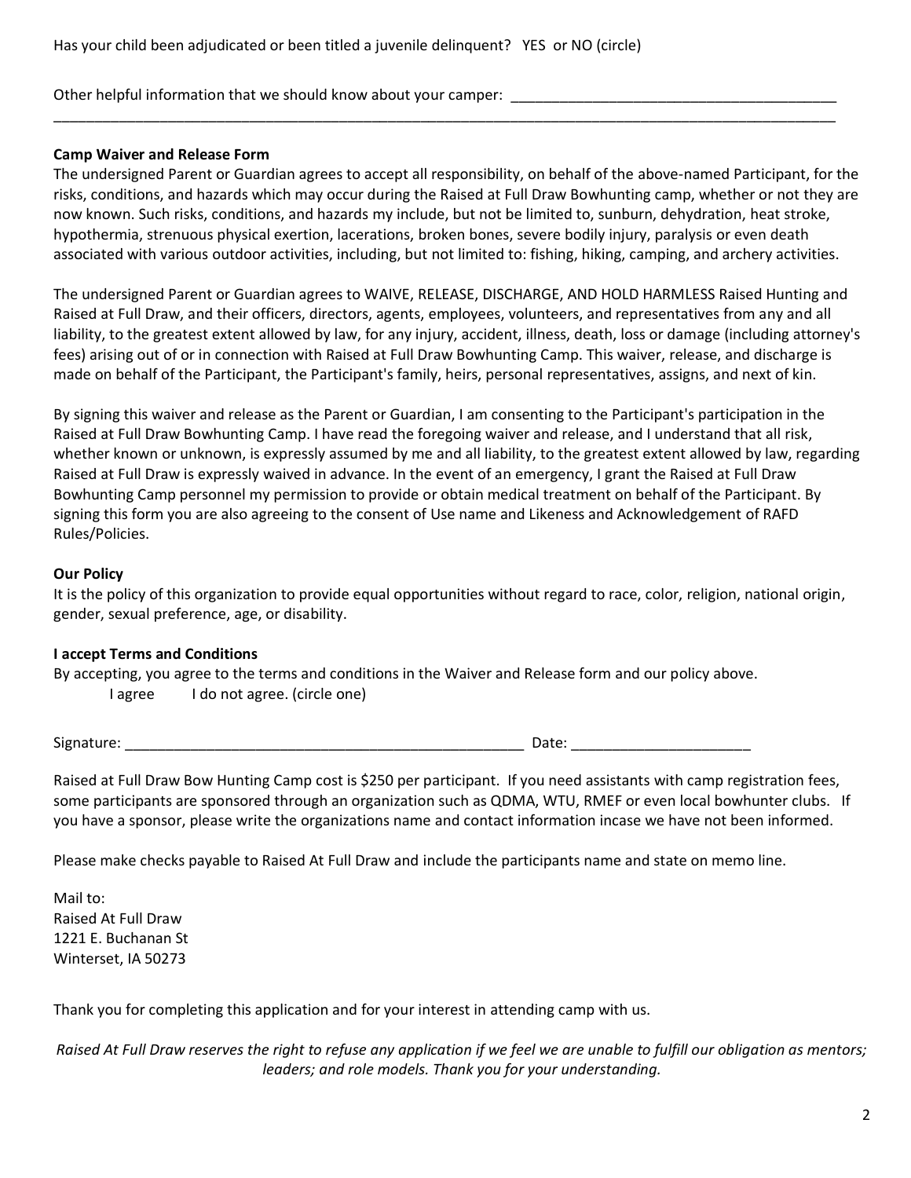Has your child been adjudicated or been titled a juvenile delinquent? YES or NO (circle)

Other helpful information that we should know about your camper: ___________________________________________
_____________________________________________________________________________________________________________

**Camp Waiver and Release Form**

The undersigned Parent or Guardian agrees to accept all responsibility, on behalf of the above-named Participant, for the risks, conditions, and hazards which may occur during the Raised at Full Draw Bowhunting camp, whether or not they are now known. Such risks, conditions, and hazards my include, but not be limited to, sunburn, dehydration, heat stroke, hypothermia, strenuous physical exertion, lacerations, broken bones, severe bodily injury, paralysis or even death associated with various outdoor activities, including, but not limited to: fishing, hiking, camping, and archery activities.

The undersigned Parent or Guardian agrees to WAIVE, RELEASE, DISCHARGE, AND HOLD HARMLESS Raised Hunting and Raised at Full Draw, and their officers, directors, agents, employees, volunteers, and representatives from any and all liability, to the greatest extent allowed by law, for any injury, accident, illness, death, loss or damage (including attorney's fees) arising out of or in connection with Raised at Full Draw Bowhunting Camp. This waiver, release, and discharge is made on behalf of the Participant, the Participant's family, heirs, personal representatives, assigns, and next of kin.

By signing this waiver and release as the Parent or Guardian, I am consenting to the Participant's participation in the Raised at Full Draw Bowhunting Camp. I have read the foregoing waiver and release, and I understand that all risk, whether known or unknown, is expressly assumed by me and all liability, to the greatest extent allowed by law, regarding Raised at Full Draw is expressly waived in advance. In the event of an emergency, I grant the Raised at Full Draw Bowhunting Camp personnel my permission to provide or obtain medical treatment on behalf of the Participant. By signing this form you are also agreeing to the consent of Use name and Likeness and Acknowledgement of RAFD Rules/Policies.

**Our Policy**

It is the policy of this organization to provide equal opportunities without regard to race, color, religion, national origin, gender, sexual preference, age, or disability.

**I accept Terms and Conditions**

By accepting, you agree to the terms and conditions in the Waiver and Release form and our policy above.

I agree     I do not agree. (circle one)

Signature: ___________________________________________________ Date: ______________________

Raised at Full Draw Bow Hunting Camp cost is $250 per participant. If you need assistants with camp registration fees, some participants are sponsored through an organization such as QDMA, WTU, RMEF or even local bowhunter clubs. If you have a sponsor, please write the organizations name and contact information incase we have not been informed.

Please make checks payable to Raised At Full Draw and include the participants name and state on memo line.

Mail to:
Raised At Full Draw
1221 E. Buchanan St
Winterset, IA 50273

Thank you for completing this application and for your interest in attending camp with us.

*Raised At Full Draw reserves the right to refuse any application if we feel we are unable to fulfill our obligation as mentors; leaders; and role models. Thank you for your understanding.*